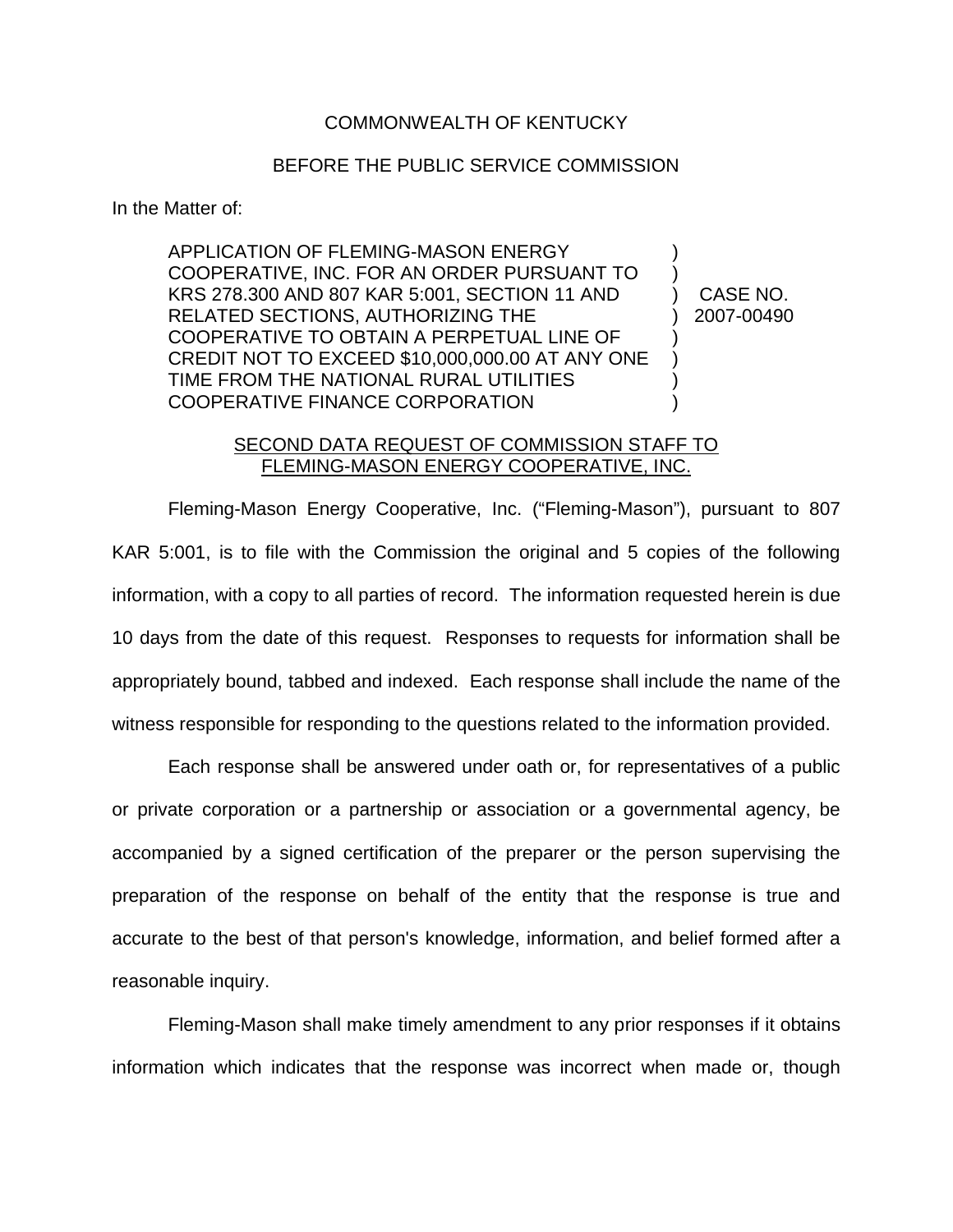COMMONWEALTH OF KENTUCKY

BEFORE THE PUBLIC SERVICE COMMISSION

In the Matter of:

| | | |
|---|---|---|
| APPLICATION OF FLEMING-MASON ENERGY COOPERATIVE, INC. FOR AN ORDER PURSUANT TO KRS 278.300 AND 807 KAR 5:001, SECTION 11 AND RELATED SECTIONS, AUTHORIZING THE COOPERATIVE TO OBTAIN A PERPETUAL LINE OF CREDIT NOT TO EXCEED $10,000,000.00 AT ANY ONE TIME FROM THE NATIONAL RURAL UTILITIES COOPERATIVE FINANCE CORPORATION | ) | CASE NO. 2007-00490 |

SECOND DATA REQUEST OF COMMISSION STAFF TO FLEMING-MASON ENERGY COOPERATIVE, INC.

Fleming-Mason Energy Cooperative, Inc. ("Fleming-Mason"), pursuant to 807 KAR 5:001, is to file with the Commission the original and 5 copies of the following information, with a copy to all parties of record. The information requested herein is due 10 days from the date of this request. Responses to requests for information shall be appropriately bound, tabbed and indexed. Each response shall include the name of the witness responsible for responding to the questions related to the information provided.

Each response shall be answered under oath or, for representatives of a public or private corporation or a partnership or association or a governmental agency, be accompanied by a signed certification of the preparer or the person supervising the preparation of the response on behalf of the entity that the response is true and accurate to the best of that person's knowledge, information, and belief formed after a reasonable inquiry.

Fleming-Mason shall make timely amendment to any prior responses if it obtains information which indicates that the response was incorrect when made or, though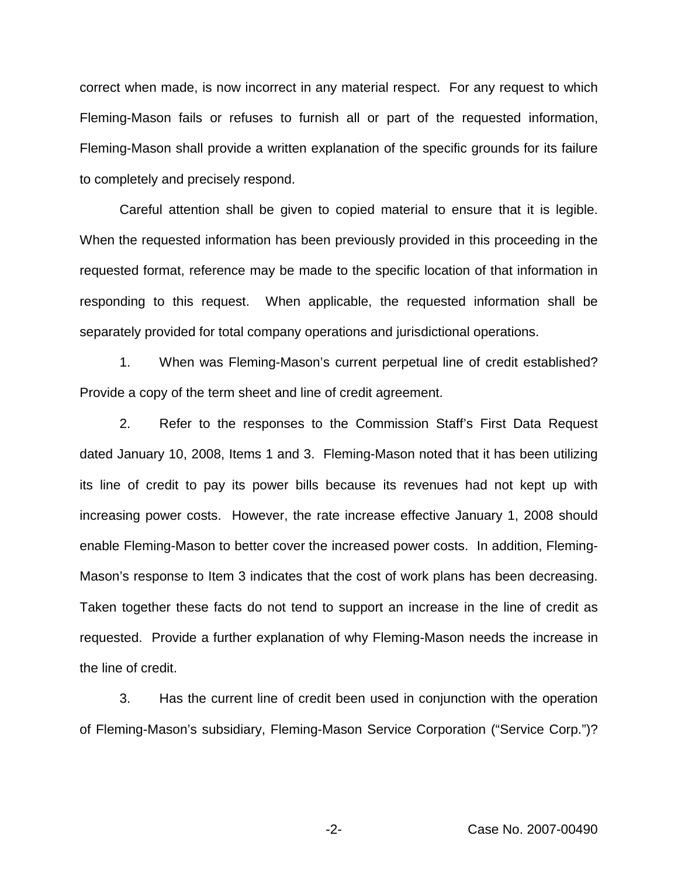correct when made, is now incorrect in any material respect. For any request to which Fleming-Mason fails or refuses to furnish all or part of the requested information, Fleming-Mason shall provide a written explanation of the specific grounds for its failure to completely and precisely respond.

Careful attention shall be given to copied material to ensure that it is legible. When the requested information has been previously provided in this proceeding in the requested format, reference may be made to the specific location of that information in responding to this request. When applicable, the requested information shall be separately provided for total company operations and jurisdictional operations.

1. When was Fleming-Mason's current perpetual line of credit established? Provide a copy of the term sheet and line of credit agreement.

2. Refer to the responses to the Commission Staff's First Data Request dated January 10, 2008, Items 1 and 3. Fleming-Mason noted that it has been utilizing its line of credit to pay its power bills because its revenues had not kept up with increasing power costs. However, the rate increase effective January 1, 2008 should enable Fleming-Mason to better cover the increased power costs. In addition, Fleming-Mason's response to Item 3 indicates that the cost of work plans has been decreasing. Taken together these facts do not tend to support an increase in the line of credit as requested. Provide a further explanation of why Fleming-Mason needs the increase in the line of credit.

3. Has the current line of credit been used in conjunction with the operation of Fleming-Mason's subsidiary, Fleming-Mason Service Corporation ("Service Corp.")?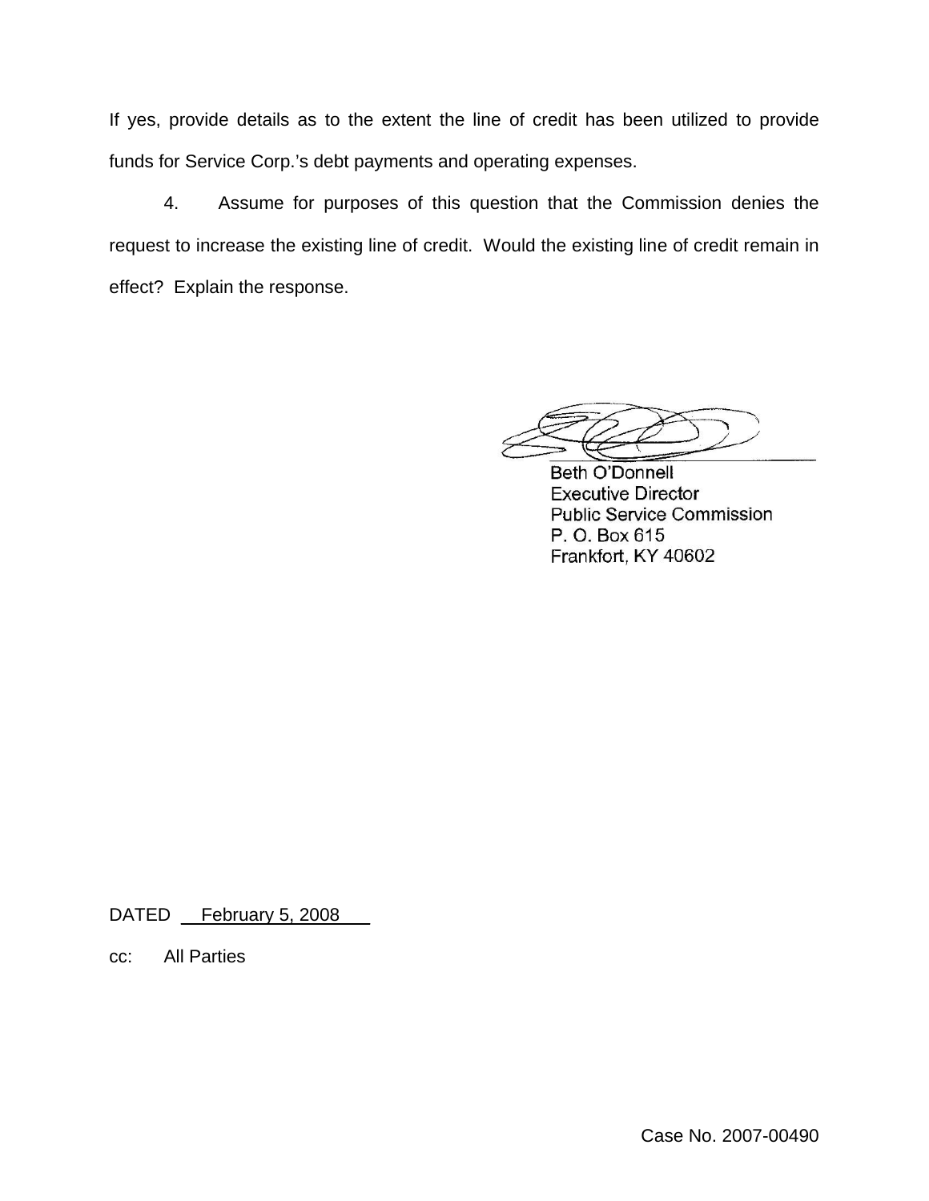If yes, provide details as to the extent the line of credit has been utilized to provide funds for Service Corp.'s debt payments and operating expenses.

4. Assume for purposes of this question that the Commission denies the request to increase the existing line of credit. Would the existing line of credit remain in effect? Explain the response.

Beth O'Donnell
Executive Director
Public Service Commission
P. O. Box 615
Frankfort, KY 40602

DATED February 5, 2008

cc: All Parties

Case No. 2007-00490